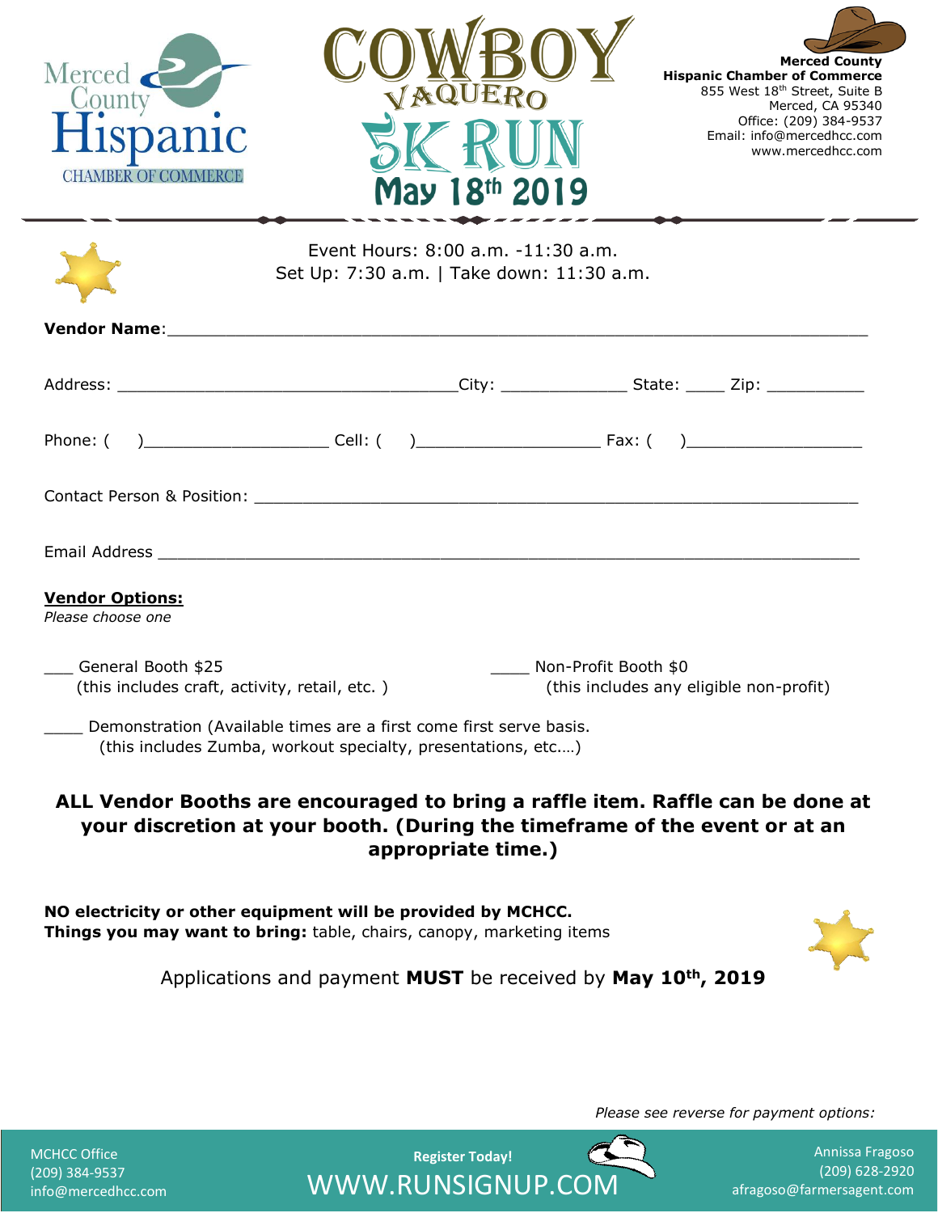Merced County Hispanic CHAMBER OF COMMERCE

# COWBOY VAQUERO 5K RUN

## May 18th 2019

**Merced County Hispanic Chamber of Commerce**
855 West 18th Street, Suite B
Merced, CA 95340
Office: (209) 384-9537
Email: info@mercedhcc.com
www.mercedhcc.com

Event Hours: 8:00 a.m. -11:30 a.m.
Set Up: 7:30 a.m. | Take down: 11:30 a.m.

**Vendor Name**:_______________________________________________________________

Address: _________________________________City: ____________ State: ____ Zip: __________

Phone: (    )__________________ Cell: (    )__________________ Fax: (    )_________________

Contact Person & Position: ________________________________________________________

Email Address ______________________________________________________________

**Vendor Options:**
*Please choose one*

___ General Booth $25
(this includes craft, activity, retail, etc. )

____ Non-Profit Booth $0
(this includes any eligible non-profit)

____ Demonstration (Available times are a first come first serve basis.
(this includes Zumba, workout specialty, presentations, etc.…)

**ALL Vendor Booths are encouraged to bring a raffle item. Raffle can be done at your discretion at your booth. (During the timeframe of the event or at an appropriate time.)**

**NO electricity or other equipment will be provided by MCHCC.**
**Things you may want to bring:** table, chairs, canopy, marketing items

Applications and payment **MUST** be received by **May 10th, 2019**

*Please see reverse for payment options:*

MCHCC Office
(209) 384-9537
info@mercedhcc.com

**Register Today!**
WWW.RUNSIGNUP.COM

Annissa Fragoso
(209) 628-2920
afragoso@farmersagent.com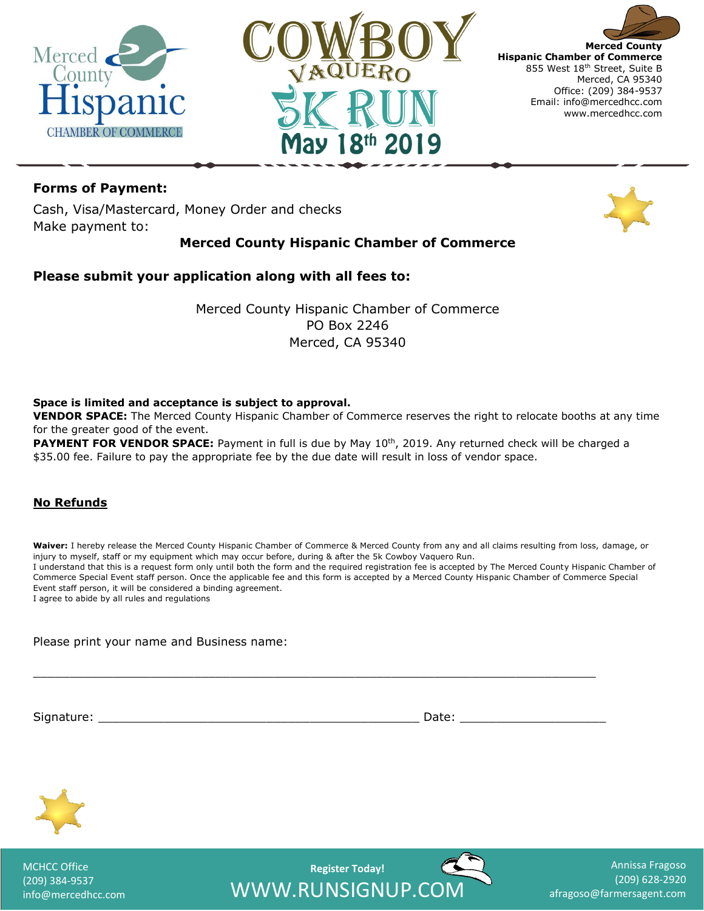Merced County Hispanic CHAMBER OF COMMERCE

# COWBOY VAQUERO 5K RUN May 18th 2019

**Merced County Hispanic Chamber of Commerce**
855 West 18th Street, Suite B
Merced, CA 95340
Office: (209) 384-9537
Email: info@mercedhcc.com
www.mercedhcc.com

**Forms of Payment:**

Cash, Visa/Mastercard, Money Order and checks
Make payment to:

**Merced County Hispanic Chamber of Commerce**

**Please submit your application along with all fees to:**

Merced County Hispanic Chamber of Commerce
PO Box 2246
Merced, CA 95340

**Space is limited and acceptance is subject to approval.**
**VENDOR SPACE:** The Merced County Hispanic Chamber of Commerce reserves the right to relocate booths at any time for the greater good of the event.
**PAYMENT FOR VENDOR SPACE:** Payment in full is due by May 10th, 2019. Any returned check will be charged a $35.00 fee. Failure to pay the appropriate fee by the due date will result in loss of vendor space.

**No Refunds**

**Waiver:** I hereby release the Merced County Hispanic Chamber of Commerce & Merced County from any and all claims resulting from loss, damage, or injury to myself, staff or my equipment which may occur before, during & after the 5k Cowboy Vaquero Run.
I understand that this is a request form only until both the form and the required registration fee is accepted by The Merced County Hispanic Chamber of Commerce Special Event staff person. Once the applicable fee and this form is accepted by a Merced County Hispanic Chamber of Commerce Special Event staff person, it will be considered a binding agreement.
I agree to abide by all rules and regulations

Please print your name and Business name:

_______________________________________________________________________________

Signature: _____________________________________________ Date: ____________________

MCHCC Office
(209) 384-9537
info@mercedhcc.com

**Register Today!**
WWW.RUNSIGNUP.COM

Annissa Fragoso
(209) 628-2920
afragoso@farmersagent.com